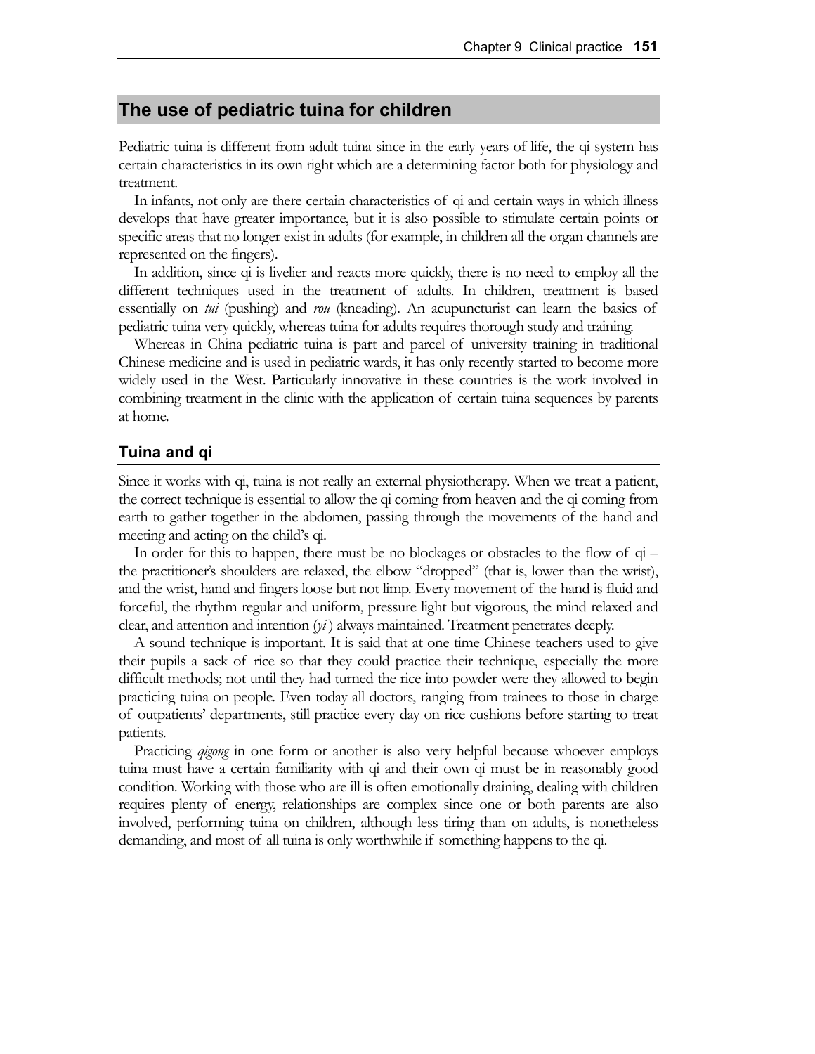## The use of pediatric tuina for children

Pediatric tuina is different from adult tuina since in the early years of life, the qi system has certain characteristics in its own right which are a determining factor both for physiology and treatment.

In infants, not only are there certain characteristics of qi and certain ways in which illness develops that have greater importance, but it is also possible to stimulate certain points or specific areas that no longer exist in adults (for example, in children all the organ channels are represented on the fingers).

In addition, since qi is livelier and reacts more quickly, there is no need to employ all the different techniques used in the treatment of adults. In children, treatment is based essentially on *tui* (pushing) and *rou* (kneading). An acupuncturist can learn the basics of pediatric tuina very quickly, whereas tuina for adults requires thorough study and training.

Whereas in China pediatric tuina is part and parcel of university training in traditional Chinese medicine and is used in pediatric wards, it has only recently started to become more widely used in the West. Particularly innovative in these countries is the work involved in combining treatment in the clinic with the application of certain tuina sequences by parents at home.

### Tuina and qi

Since it works with qi, tuina is not really an external physiotherapy. When we treat a patient, the correct technique is essential to allow the qi coming from heaven and the qi coming from earth to gather together in the abdomen, passing through the movements of the hand and meeting and acting on the child's qi.

In order for this to happen, there must be no blockages or obstacles to the flow of qi – the practitioner's shoulders are relaxed, the elbow "dropped" (that is, lower than the wrist), and the wrist, hand and fingers loose but not limp. Every movement of the hand is fluid and forceful, the rhythm regular and uniform, pressure light but vigorous, the mind relaxed and clear, and attention and intention (*yi*) always maintained. Treatment penetrates deeply.

A sound technique is important. It is said that at one time Chinese teachers used to give their pupils a sack of rice so that they could practice their technique, especially the more difficult methods; not until they had turned the rice into powder were they allowed to begin practicing tuina on people. Even today all doctors, ranging from trainees to those in charge of outpatients' departments, still practice every day on rice cushions before starting to treat patients.

Practicing *qigong* in one form or another is also very helpful because whoever employs tuina must have a certain familiarity with qi and their own qi must be in reasonably good condition. Working with those who are ill is often emotionally draining, dealing with children requires plenty of energy, relationships are complex since one or both parents are also involved, performing tuina on children, although less tiring than on adults, is nonetheless demanding, and most of all tuina is only worthwhile if something happens to the qi.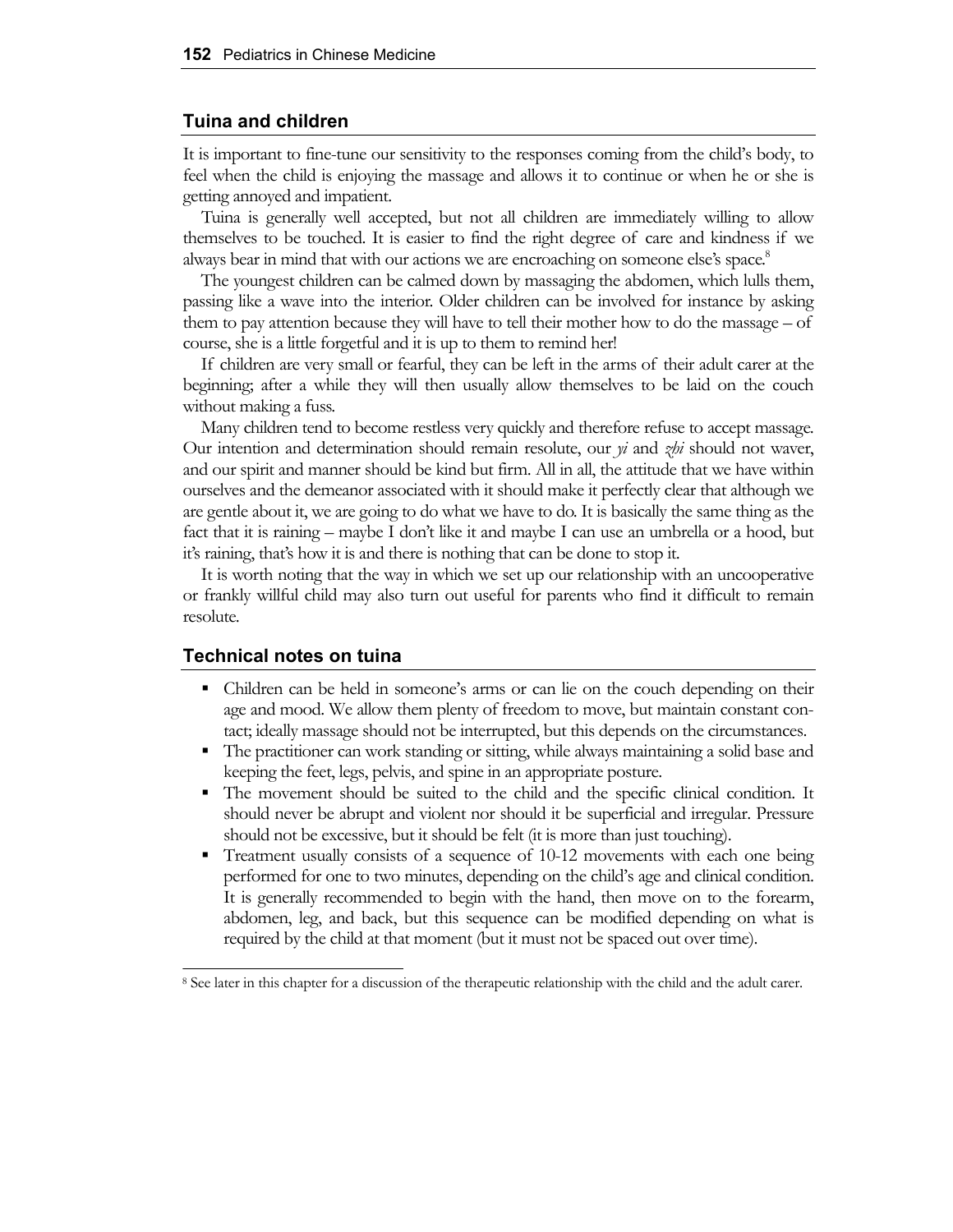## Tuina and children

It is important to fine-tune our sensitivity to the responses coming from the child's body, to feel when the child is enjoying the massage and allows it to continue or when he or she is getting annoyed and impatient.

Tuina is generally well accepted, but not all children are immediately willing to allow themselves to be touched. It is easier to find the right degree of care and kindness if we always bear in mind that with our actions we are encroaching on someone else's space.[8]

The youngest children can be calmed down by massaging the abdomen, which lulls them, passing like a wave into the interior. Older children can be involved for instance by asking them to pay attention because they will have to tell their mother how to do the massage – of course, she is a little forgetful and it is up to them to remind her!

If children are very small or fearful, they can be left in the arms of their adult carer at the beginning; after a while they will then usually allow themselves to be laid on the couch without making a fuss.

Many children tend to become restless very quickly and therefore refuse to accept massage. Our intention and determination should remain resolute, our *yi* and *zhi* should not waver, and our spirit and manner should be kind but firm. All in all, the attitude that we have within ourselves and the demeanor associated with it should make it perfectly clear that although we are gentle about it, we are going to do what we have to do. It is basically the same thing as the fact that it is raining – maybe I don't like it and maybe I can use an umbrella or a hood, but it's raining, that's how it is and there is nothing that can be done to stop it.

It is worth noting that the way in which we set up our relationship with an uncooperative or frankly willful child may also turn out useful for parents who find it difficult to remain resolute.

## Technical notes on tuina

- Children can be held in someone's arms or can lie on the couch depending on their age and mood. We allow them plenty of freedom to move, but maintain constant contact; ideally massage should not be interrupted, but this depends on the circumstances.
- The practitioner can work standing or sitting, while always maintaining a solid base and keeping the feet, legs, pelvis, and spine in an appropriate posture.
- The movement should be suited to the child and the specific clinical condition. It should never be abrupt and violent nor should it be superficial and irregular. Pressure should not be excessive, but it should be felt (it is more than just touching).
- Treatment usually consists of a sequence of 10-12 movements with each one being performed for one to two minutes, depending on the child's age and clinical condition. It is generally recommended to begin with the hand, then move on to the forearm, abdomen, leg, and back, but this sequence can be modified depending on what is required by the child at that moment (but it must not be spaced out over time).

---

[8] See later in this chapter for a discussion of the therapeutic relationship with the child and the adult carer.